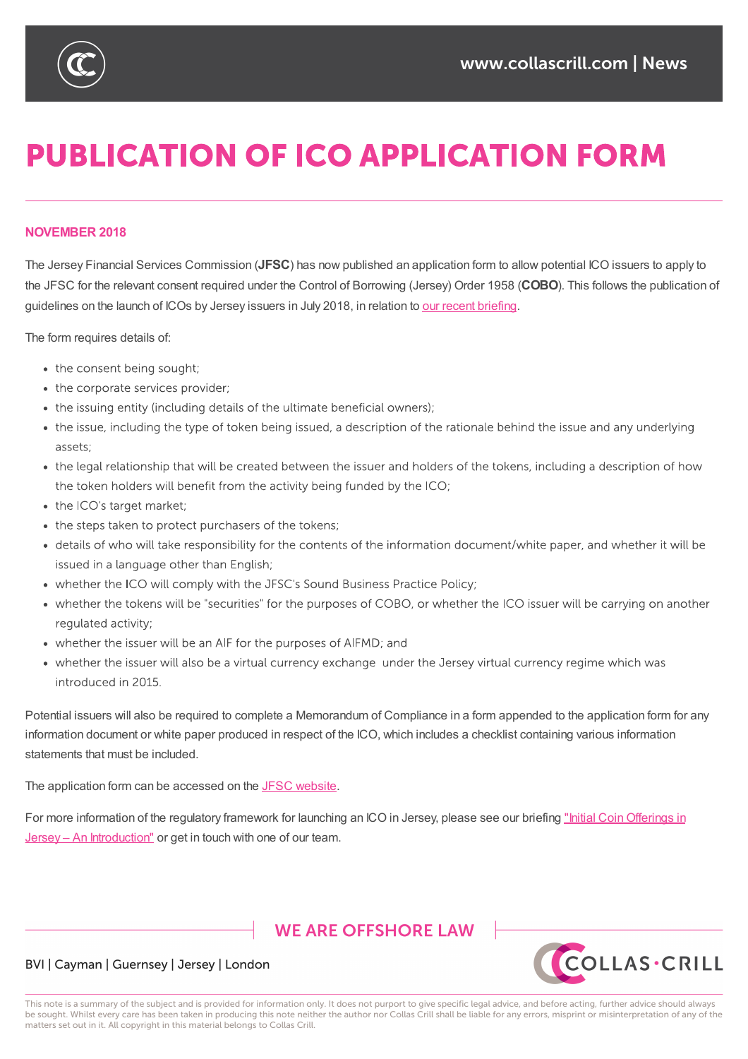# PUBLICATION OF ICO APPLICATION FORM

**NOVEMBER 2018**

The Jersey Financial Services Commission (**JFSC**) has now published an application form to allow potential ICO issuers to apply to the JFSC for the relevant consent required under the Control of Borrowing (Jersey) Order 1958 (**COBO**). This follows the publication of guidelines on the launch of ICOs by Jersey issuers in July 2018, in relation to our recent briefing.

The form requires details of:

- the consent being sought;
- the corporate services provider;
- the issuing entity (including details of the ultimate beneficial owners);
- the issue, including the type of token being issued, a description of the rationale behind the issue and any underlying assets;
- the legal relationship that will be created between the issuer and holders of the tokens, including a description of how the token holders will benefit from the activity being funded by the ICO;
- the ICO's target market;
- the steps taken to protect purchasers of the tokens;
- details of who will take responsibility for the contents of the information document/white paper, and whether it will be issued in a language other than English;
- whether the ICO will comply with the JFSC's Sound Business Practice Policy;
- whether the tokens will be "securities" for the purposes of COBO, or whether the ICO issuer will be carrying on another regulated activity;
- whether the issuer will be an AIF for the purposes of AIFMD; and
- whether the issuer will also be a virtual currency exchange under the Jersey virtual currency regime which was introduced in 2015.

Potential issuers will also be required to complete a Memorandum of Compliance in a form appended to the application form for any information document or white paper produced in respect of the ICO, which includes a checklist containing various information statements that must be included.

The application form can be accessed on the JFSC website.

For more information of the regulatory framework for launching an ICO in Jersey, please see our briefing "Initial Coin Offerings in Jersey – An Introduction" or get in touch with one of our team.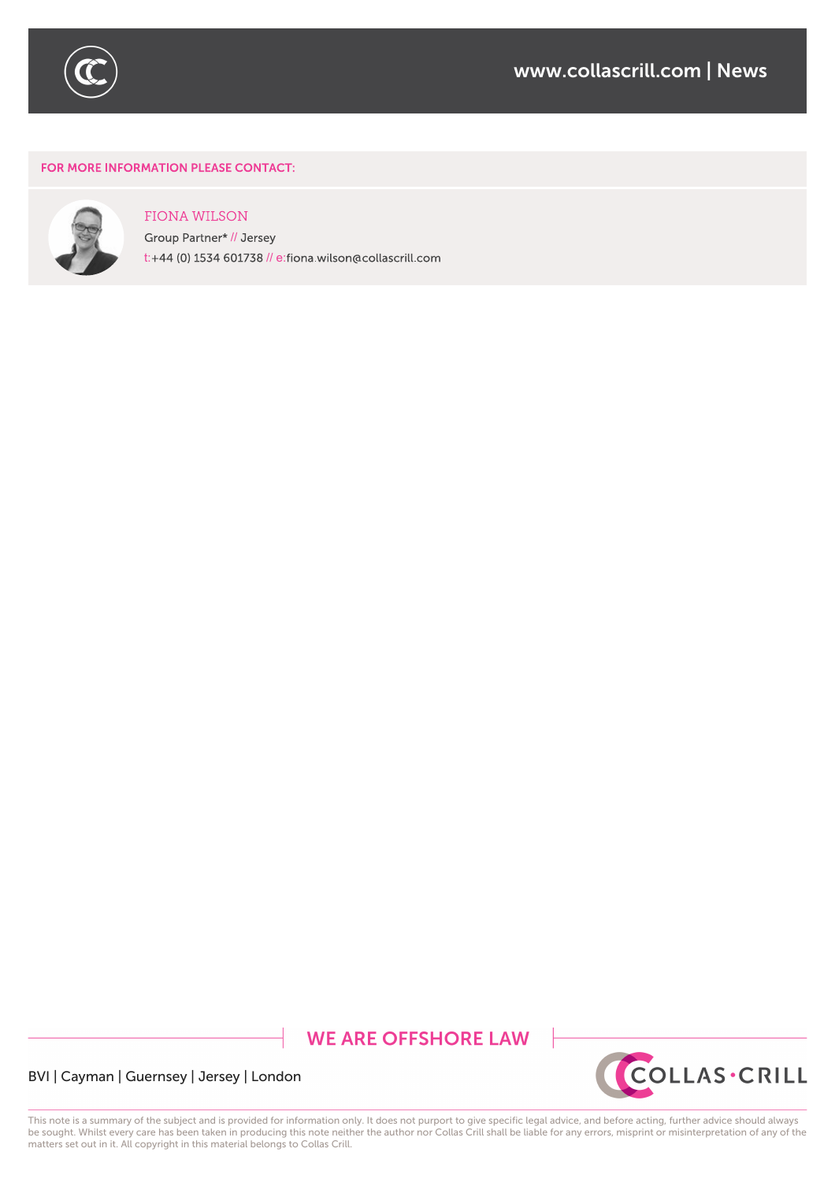FOR MORE INFORMATION PLEASE CONTACT:

FIONA WILSON
Group Partner* // Jersey
t:+44 (0) 1534 601738 // e:fiona.wilson@collascrill.com

WE ARE OFFSHORE LAW

BVI | Cayman | Guernsey | Jersey | London

This note is a summary of the subject and is provided for information only. It does not purport to give specific legal advice, and before acting, further advice should always be sought. Whilst every care has been taken in producing this note neither the author nor Collas Crill shall be liable for any errors, misprint or misinterpretation of any of the matters set out in it. All copyright in this material belongs to Collas Crill.